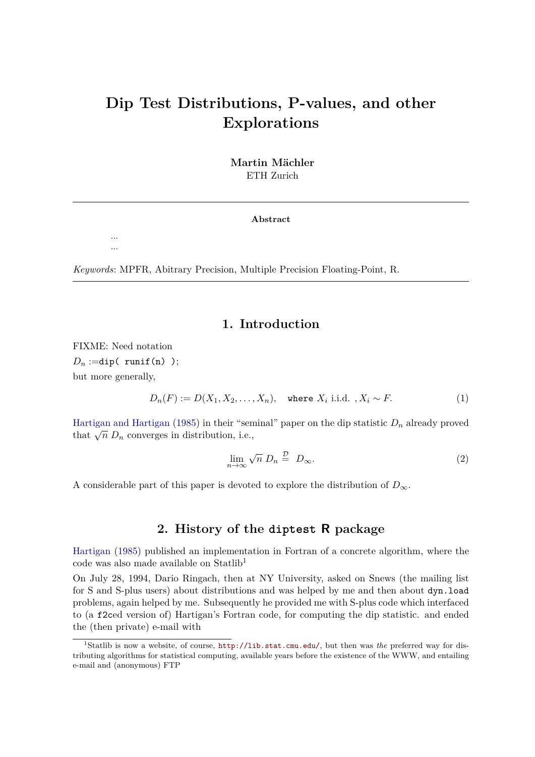# Dip Test Distributions, P-values, and other Explorations

**Martin Mächler**
ETH Zurich

**Abstract**

...
...

*Keywords*: MPFR, Abitrary Precision, Multiple Precision Floating-Point, R.

## 1. Introduction

FIXME: Need notation

$D_n :=$`dip( runif(n) );`

but more generally,

$$D_n(F) := D(X_1, X_2, \ldots, X_n), \quad \texttt{where } X_i \text{ i.i.d. }, X_i \sim F. \tag{1}$$

Hartigan and Hartigan (1985) in their "seminal" paper on the dip statistic $D_n$ already proved that $\sqrt{n}\, D_n$ converges in distribution, i.e.,

$$\lim_{n \to \infty} \sqrt{n}\, D_n \overset{\mathcal{D}}{=} D_\infty. \tag{2}$$

A considerable part of this paper is devoted to explore the distribution of $D_\infty$.

## 2. History of the `diptest` R package

Hartigan (1985) published an implementation in Fortran of a concrete algorithm, where the code was also made available on Statlib[1]

On July 28, 1994, Dario Ringach, then at NY University, asked on Snews (the mailing list for S and S-plus users) about distributions and was helped by me and then about `dyn.load` problems, again helped by me. Subsequently he provided me with S-plus code which interfaced to (a `f2c`ed version of) Hartigan's Fortran code, for computing the dip statistic. and ended the (then private) e-mail with

[1] Statlib is now a website, of course, `http://lib.stat.cmu.edu/`, but then was *the* preferred way for distributing algorithms for statistical computing, available years before the existence of the WWW, and entailing e-mail and (anonymous) FTP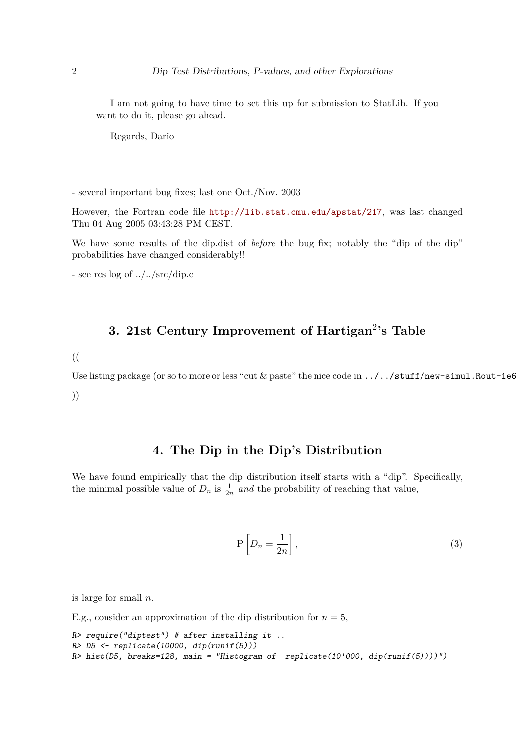I am not going to have time to set this up for submission to StatLib. If you want to do it, please go ahead.

Regards, Dario

- several important bug fixes; last one Oct./Nov. 2003

However, the Fortran code file http://lib.stat.cmu.edu/apstat/217, was last changed Thu 04 Aug 2005 03:43:28 PM CEST.

We have some results of the dip.dist of *before* the bug fix; notably the "dip of the dip" probabilities have changed considerably!!

- see rcs log of ../../src/dip.c

## 3. 21st Century Improvement of Hartigan$^2$'s Table

((

Use listing package (or so to more or less "cut & paste" the nice code in `../../stuff/new-simul.Rout-1e6`

))

## 4. The Dip in the Dip's Distribution

We have found empirically that the dip distribution itself starts with a "dip". Specifically, the minimal possible value of $D_n$ is $\frac{1}{2n}$ *and* the probability of reaching that value,

$$\mathrm{P}\left[D_n = \frac{1}{2n}\right], \tag{3}$$

is large for small $n$.

E.g., consider an approximation of the dip distribution for $n = 5$,

```
R> require("diptest") # after installing it ..
R> D5 <- replicate(10000, dip(runif(5)))
R> hist(D5, breaks=128, main = "Histogram of  replicate(10'000, dip(runif(5))))")
```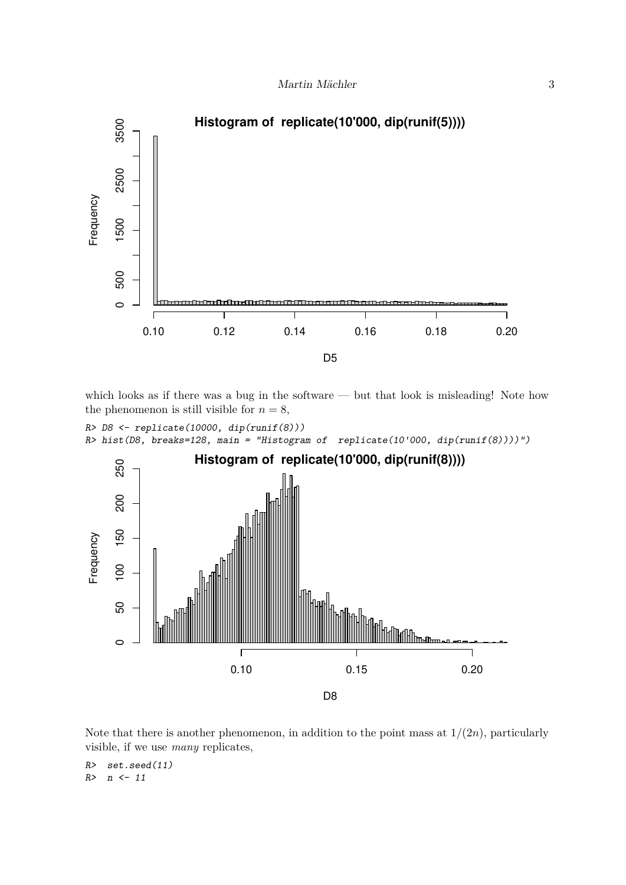which looks as if there was a bug in the software — but that look is misleading! Note how the phenomenon is still visible for $n = 8$,

```
R> D8 <- replicate(10000, dip(runif(8)))
R> hist(D8, breaks=128, main = "Histogram of  replicate(10'000, dip(runif(8))))")
```

Note that there is another phenomenon, in addition to the point mass at $1/(2n)$, particularly visible, if we use *many* replicates,

```
R>  set.seed(11)
R>  n <- 11
```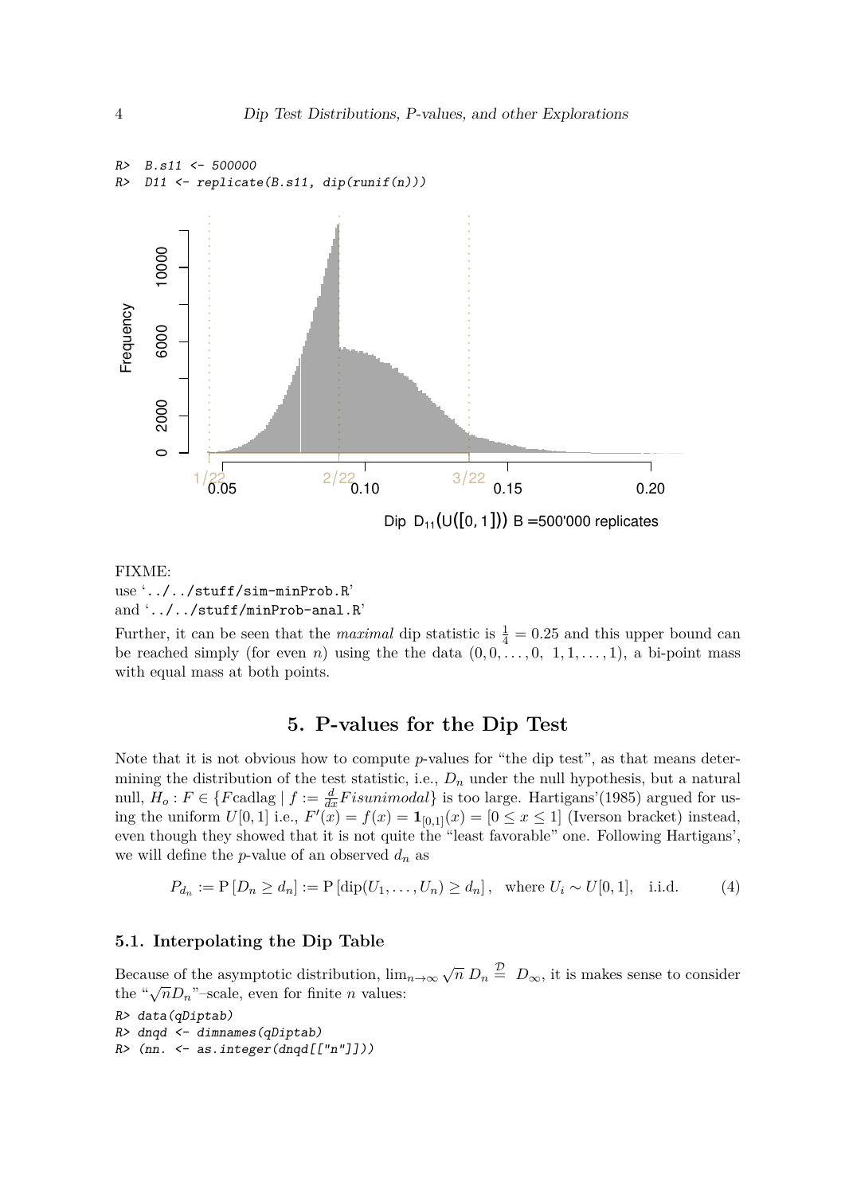```
R>  B.s11 <- 500000
R>  D11 <- replicate(B.s11, dip(runif(n)))
```

FIXME:
use '../../stuff/sim-minProb.R'
and '../../stuff/minProb-anal.R'

Further, it can be seen that the *maximal* dip statistic is $\frac{1}{4} = 0.25$ and this upper bound can be reached simply (for even $n$) using the the data $(0, 0, \ldots, 0,\ 1, 1, \ldots, 1)$, a bi-point mass with equal mass at both points.

## 5. P-values for the Dip Test

Note that it is not obvious how to compute $p$-values for "the dip test", as that means determining the distribution of the test statistic, i.e., $D_n$ under the null hypothesis, but a natural null, $H_o : F \in \{F \text{cadlag} \mid f := \frac{d}{dx} F is unimodal\}$ is too large. Hartigans'(1985) argued for using the uniform $U[0,1]$ i.e., $F'(x) = f(x) = \mathbf{1}_{[0,1]}(x) = [0 \le x \le 1]$ (Iverson bracket) instead, even though they showed that it is not quite the "least favorable" one. Following Hartigans', we will define the $p$-value of an observed $d_n$ as

$$P_{d_n} := \mathrm{P}\left[D_n \ge d_n\right] := \mathrm{P}\left[\mathrm{dip}(U_1, \ldots, U_n) \ge d_n\right], \quad \text{where } U_i \sim U[0,1], \quad \text{i.i.d.} \tag{4}$$

### 5.1. Interpolating the Dip Table

Because of the asymptotic distribution, $\lim_{n\to\infty} \sqrt{n}\, D_n \stackrel{\mathcal{D}}{=}\ D_\infty$, it is makes sense to consider the "$\sqrt{n} D_n$"–scale, even for finite $n$ values:

```
R> data(qDiptab)
R> dnqd <- dimnames(qDiptab)
R> (nn. <- as.integer(dnqd[["n"]]))
```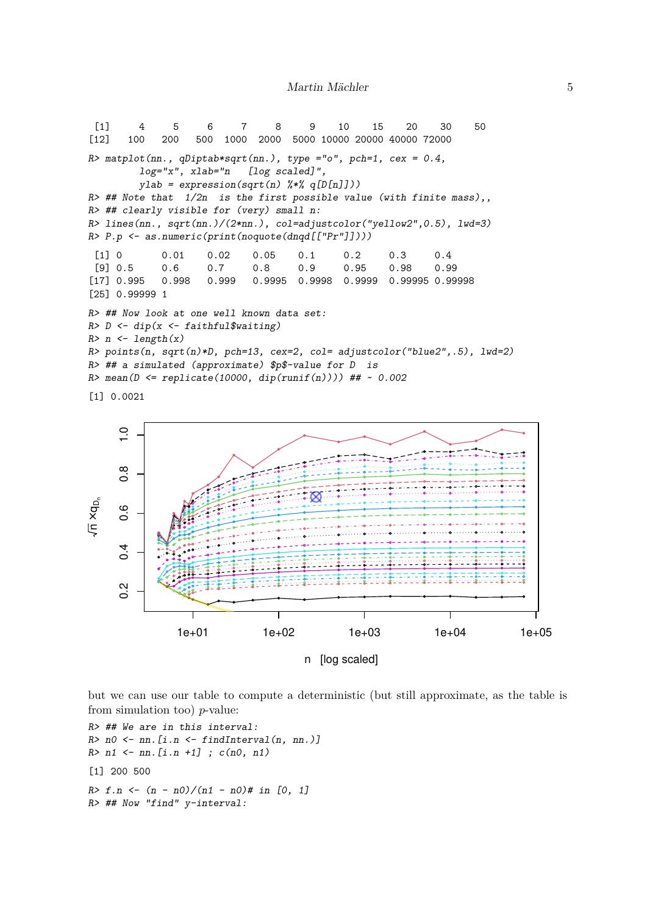```
 [1]     4     5     6     7     8     9    10    15    20    30    50
[12]   100   200   500  1000  2000  5000 10000 20000 40000 72000
```

```
R> matplot(nn., qDiptab*sqrt(nn.), type ="o", pch=1, cex = 0.4,
         log="x", xlab="n   [log scaled]",
         ylab = expression(sqrt(n) %*% q[D[n]]))
R> ## Note that  1/2n  is the first possible value (with finite mass),,
R> ## clearly visible for (very) small n:
R> lines(nn., sqrt(nn.)/(2*nn.), col=adjustcolor("yellow2",0.5), lwd=3)
R> P.p <- as.numeric(print(noquote(dnqd[["Pr"]])))
```

```
 [1] 0       0.01    0.02    0.05    0.1     0.2     0.3     0.4
 [9] 0.5     0.6     0.7     0.8     0.9     0.95    0.98    0.99
[17] 0.995   0.998   0.999   0.9995  0.9998  0.9999  0.99995 0.99998
[25] 0.99999 1
```

```
R> ## Now look at one well known data set:
R> D <- dip(x <- faithful$waiting)
R> n <- length(x)
R> points(n, sqrt(n)*D, pch=13, cex=2, col= adjustcolor("blue2",.5), lwd=2)
R> ## a simulated (approximate) $p$-value for D  is
R> mean(D <= replicate(10000, dip(runif(n)))) ## ~ 0.002
```

```
[1] 0.0021
```

but we can use our table to compute a deterministic (but still approximate, as the table is from simulation too) $p$-value:

```
R> ## We are in this interval:
R> n0 <- nn.[i.n <- findInterval(n, nn.)]
R> n1 <- nn.[i.n +1] ; c(n0, n1)
```

```
[1] 200 500
```

```
R> f.n <- (n - n0)/(n1 - n0)# in [0, 1]
R> ## Now "find" y-interval:
```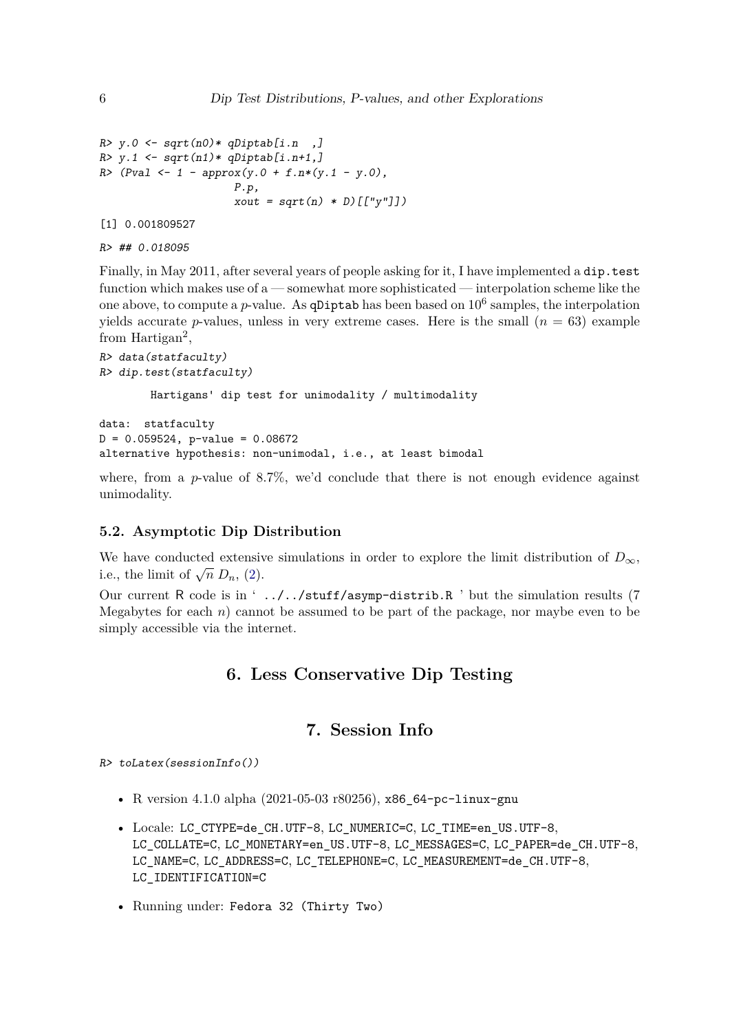```
R> y.0 <- sqrt(n0)* qDiptab[i.n  ,]
R> y.1 <- sqrt(n1)* qDiptab[i.n+1,]
R> (Pval <- 1 - approx(y.0 + f.n*(y.1 - y.0),
                     P.p,
                     xout = sqrt(n) * D)[["y"]])

[1] 0.001809527

R> ## 0.018095
```

Finally, in May 2011, after several years of people asking for it, I have implemented a `dip.test` function which makes use of a — somewhat more sophisticated — interpolation scheme like the one above, to compute a $p$-value. As `qDiptab` has been based on $10^6$ samples, the interpolation yields accurate $p$-values, unless in very extreme cases. Here is the small ($n = 63$) example from Hartigan[2],

```
R> data(statfaculty)
R> dip.test(statfaculty)

        Hartigans' dip test for unimodality / multimodality

data:  statfaculty
D = 0.059524, p-value = 0.08672
alternative hypothesis: non-unimodal, i.e., at least bimodal
```

where, from a $p$-value of 8.7%, we'd conclude that there is not enough evidence against unimodality.

### 5.2. Asymptotic Dip Distribution

We have conducted extensive simulations in order to explore the limit distribution of $D_\infty$, i.e., the limit of $\sqrt{n}\, D_n$, (2).

Our current R code is in ' `../../stuff/asymp-distrib.R` ' but the simulation results (7 Megabytes for each $n$) cannot be assumed to be part of the package, nor maybe even to be simply accessible via the internet.

## 6. Less Conservative Dip Testing

## 7. Session Info

```
R> toLatex(sessionInfo())
```

- R version 4.1.0 alpha (2021-05-03 r80256), `x86_64-pc-linux-gnu`
- Locale: `LC_CTYPE=de_CH.UTF-8`, `LC_NUMERIC=C`, `LC_TIME=en_US.UTF-8`, `LC_COLLATE=C`, `LC_MONETARY=en_US.UTF-8`, `LC_MESSAGES=C`, `LC_PAPER=de_CH.UTF-8`, `LC_NAME=C`, `LC_ADDRESS=C`, `LC_TELEPHONE=C`, `LC_MEASUREMENT=de_CH.UTF-8`, `LC_IDENTIFICATION=C`
- Running under: `Fedora 32 (Thirty Two)`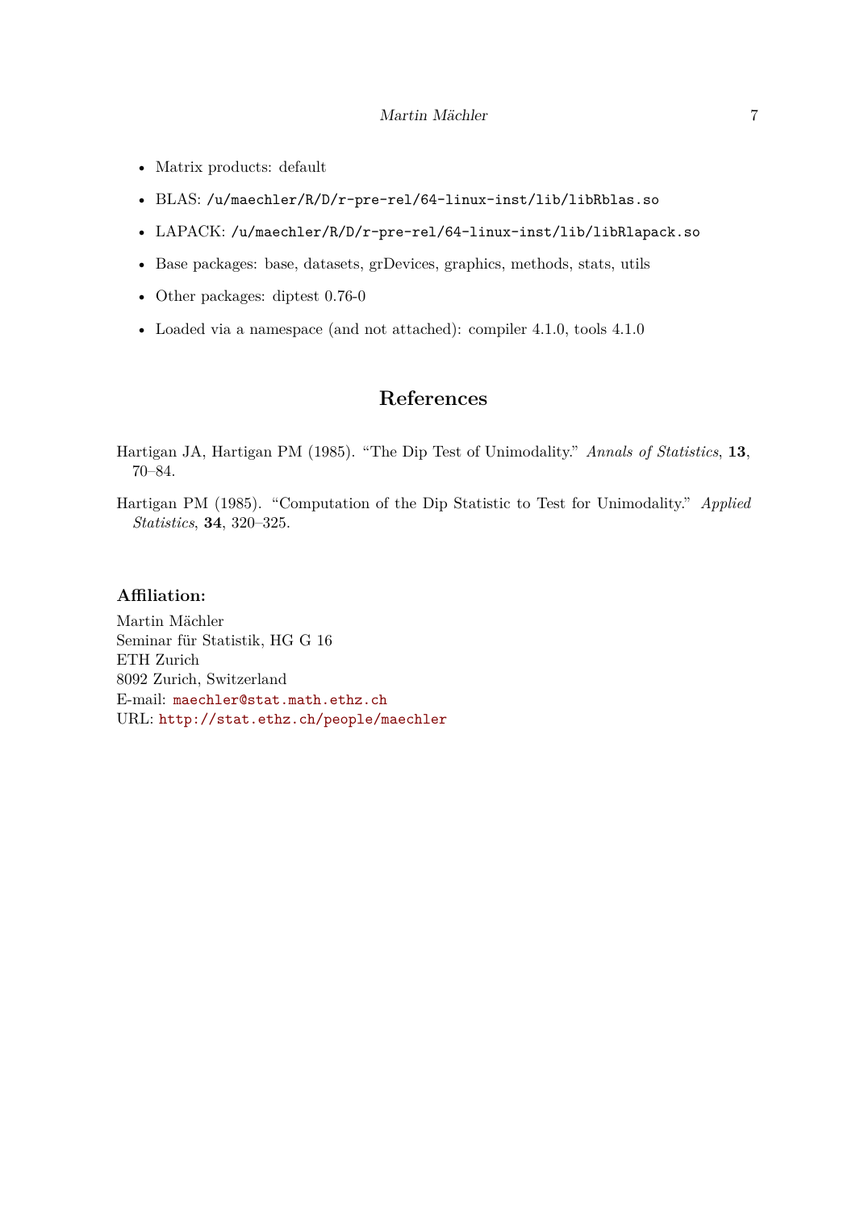- Matrix products: default
- BLAS: `/u/maechler/R/D/r-pre-rel/64-linux-inst/lib/libRblas.so`
- LAPACK: `/u/maechler/R/D/r-pre-rel/64-linux-inst/lib/libRlapack.so`
- Base packages: base, datasets, grDevices, graphics, methods, stats, utils
- Other packages: diptest 0.76-0
- Loaded via a namespace (and not attached): compiler 4.1.0, tools 4.1.0

## References

Hartigan JA, Hartigan PM (1985). "The Dip Test of Unimodality." *Annals of Statistics*, **13**, 70–84.

Hartigan PM (1985). "Computation of the Dip Statistic to Test for Unimodality." *Applied Statistics*, **34**, 320–325.

### Affiliation:

Martin Mächler
Seminar für Statistik, HG G 16
ETH Zurich
8092 Zurich, Switzerland
E-mail: maechler@stat.math.ethz.ch
URL: http://stat.ethz.ch/people/maechler